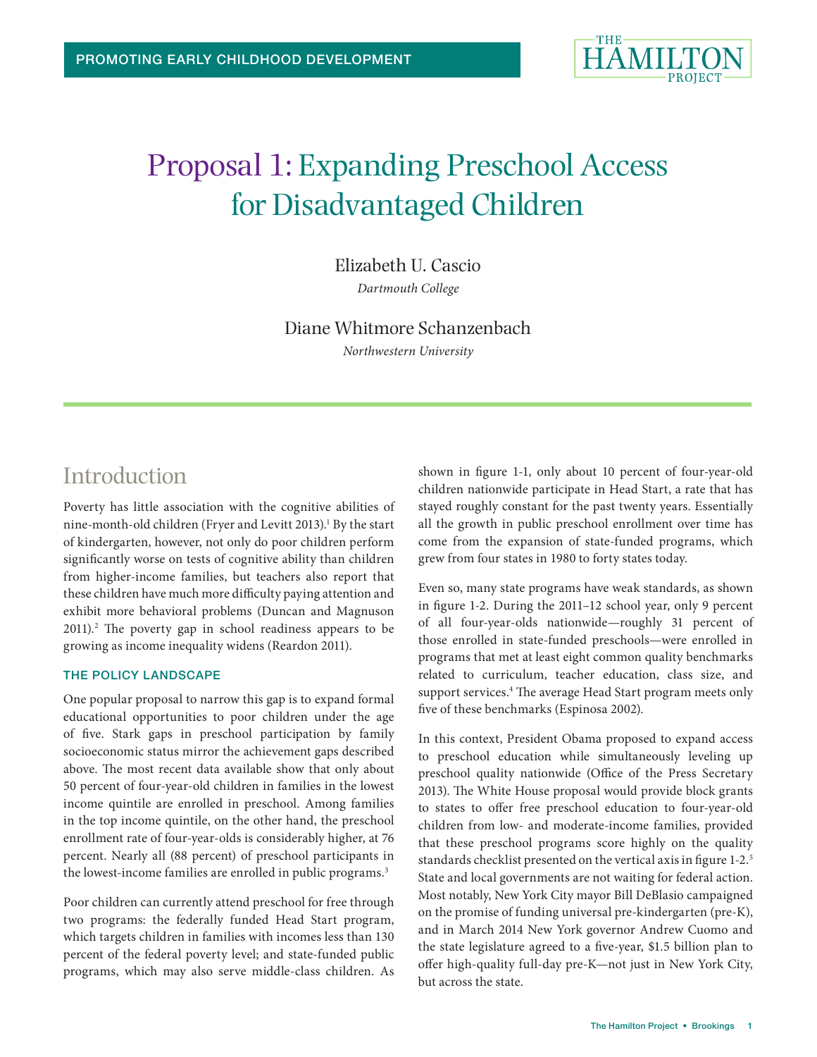PROMOTING EARLY CHILDHOOD DEVELOPMENT

# Proposal 1: Expanding Preschool Access for Disadvantaged Children

Elizabeth U. Cascio
*Dartmouth College*

Diane Whitmore Schanzenbach
*Northwestern University*

## Introduction

Poverty has little association with the cognitive abilities of nine-month-old children (Fryer and Levitt 2013).[1] By the start of kindergarten, however, not only do poor children perform significantly worse on tests of cognitive ability than children from higher-income families, but teachers also report that these children have much more difficulty paying attention and exhibit more behavioral problems (Duncan and Magnuson 2011).[2] The poverty gap in school readiness appears to be growing as income inequality widens (Reardon 2011).

### THE POLICY LANDSCAPE

One popular proposal to narrow this gap is to expand formal educational opportunities to poor children under the age of five. Stark gaps in preschool participation by family socioeconomic status mirror the achievement gaps described above. The most recent data available show that only about 50 percent of four-year-old children in families in the lowest income quintile are enrolled in preschool. Among families in the top income quintile, on the other hand, the preschool enrollment rate of four-year-olds is considerably higher, at 76 percent. Nearly all (88 percent) of preschool participants in the lowest-income families are enrolled in public programs.[3]

Poor children can currently attend preschool for free through two programs: the federally funded Head Start program, which targets children in families with incomes less than 130 percent of the federal poverty level; and state-funded public programs, which may also serve middle-class children. As shown in figure 1-1, only about 10 percent of four-year-old children nationwide participate in Head Start, a rate that has stayed roughly constant for the past twenty years. Essentially all the growth in public preschool enrollment over time has come from the expansion of state-funded programs, which grew from four states in 1980 to forty states today.

Even so, many state programs have weak standards, as shown in figure 1-2. During the 2011–12 school year, only 9 percent of all four-year-olds nationwide—roughly 31 percent of those enrolled in state-funded preschools—were enrolled in programs that met at least eight common quality benchmarks related to curriculum, teacher education, class size, and support services.[4] The average Head Start program meets only five of these benchmarks (Espinosa 2002).

In this context, President Obama proposed to expand access to preschool education while simultaneously leveling up preschool quality nationwide (Office of the Press Secretary 2013). The White House proposal would provide block grants to states to offer free preschool education to four-year-old children from low- and moderate-income families, provided that these preschool programs score highly on the quality standards checklist presented on the vertical axis in figure 1-2.[5] State and local governments are not waiting for federal action. Most notably, New York City mayor Bill DeBlasio campaigned on the promise of funding universal pre-kindergarten (pre-K), and in March 2014 New York governor Andrew Cuomo and the state legislature agreed to a five-year, $1.5 billion plan to offer high-quality full-day pre-K—not just in New York City, but across the state.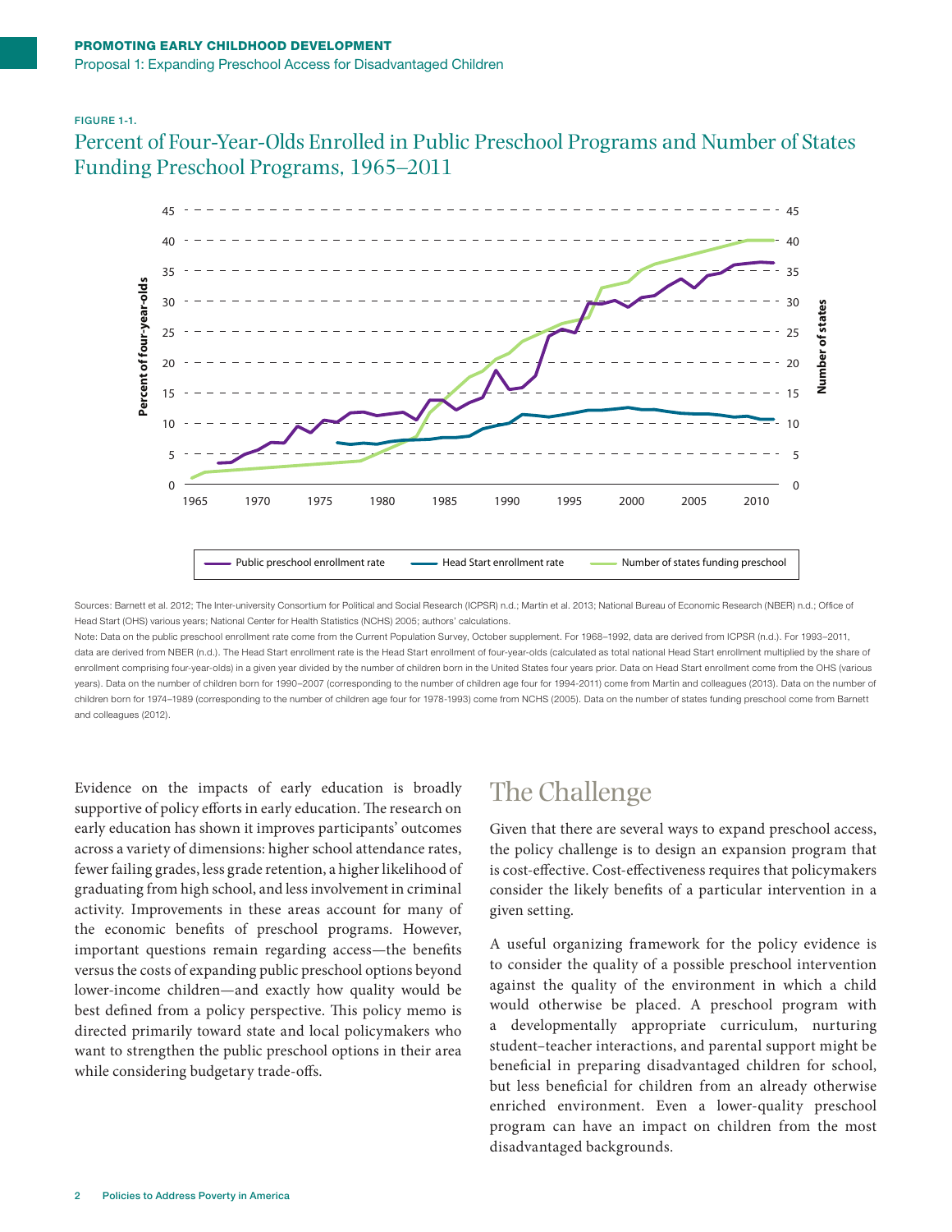FIGURE 1-1.

## Percent of Four-Year-Olds Enrolled in Public Preschool Programs and Number of States Funding Preschool Programs, 1965–2011

Sources: Barnett et al. 2012; The Inter-university Consortium for Political and Social Research (ICPSR) n.d.; Martin et al. 2013; National Bureau of Economic Research (NBER) n.d.; Office of Head Start (OHS) various years; National Center for Health Statistics (NCHS) 2005; authors' calculations.

Note: Data on the public preschool enrollment rate come from the Current Population Survey, October supplement. For 1968–1992, data are derived from ICPSR (n.d.). For 1993–2011, data are derived from NBER (n.d.). The Head Start enrollment rate is the Head Start enrollment of four-year-olds (calculated as total national Head Start enrollment multiplied by the share of enrollment comprising four-year-olds) in a given year divided by the number of children born in the United States four years prior. Data on Head Start enrollment come from the OHS (various years). Data on the number of children born for 1990–2007 (corresponding to the number of children age four for 1994-2011) come from Martin and colleagues (2013). Data on the number of children born for 1974–1989 (corresponding to the number of children age four for 1978-1993) come from NCHS (2005). Data on the number of states funding preschool come from Barnett and colleagues (2012).

Evidence on the impacts of early education is broadly supportive of policy efforts in early education. The research on early education has shown it improves participants' outcomes across a variety of dimensions: higher school attendance rates, fewer failing grades, less grade retention, a higher likelihood of graduating from high school, and less involvement in criminal activity. Improvements in these areas account for many of the economic benefits of preschool programs. However, important questions remain regarding access—the benefits versus the costs of expanding public preschool options beyond lower-income children—and exactly how quality would be best defined from a policy perspective. This policy memo is directed primarily toward state and local policymakers who want to strengthen the public preschool options in their area while considering budgetary trade-offs.

## The Challenge

Given that there are several ways to expand preschool access, the policy challenge is to design an expansion program that is cost-effective. Cost-effectiveness requires that policymakers consider the likely benefits of a particular intervention in a given setting.

A useful organizing framework for the policy evidence is to consider the quality of a possible preschool intervention against the quality of the environment in which a child would otherwise be placed. A preschool program with a developmentally appropriate curriculum, nurturing student–teacher interactions, and parental support might be beneficial in preparing disadvantaged children for school, but less beneficial for children from an already otherwise enriched environment. Even a lower-quality preschool program can have an impact on children from the most disadvantaged backgrounds.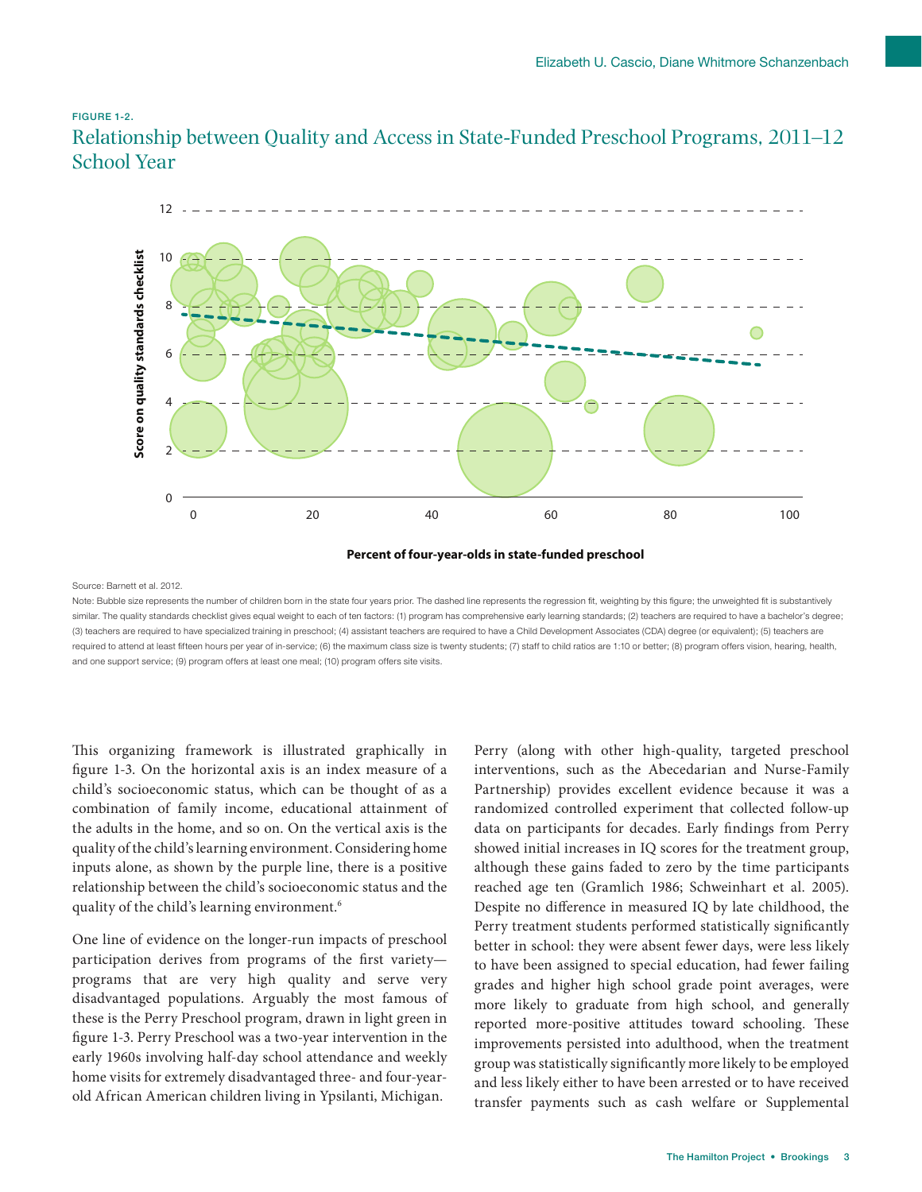FIGURE 1-2.

## Relationship between Quality and Access in State-Funded Preschool Programs, 2011–12 School Year

Source: Barnett et al. 2012.

Note: Bubble size represents the number of children born in the state four years prior. The dashed line represents the regression fit, weighting by this figure; the unweighted fit is substantively similar. The quality standards checklist gives equal weight to each of ten factors: (1) program has comprehensive early learning standards; (2) teachers are required to have a bachelor's degree; (3) teachers are required to have specialized training in preschool; (4) assistant teachers are required to have a Child Development Associates (CDA) degree (or equivalent); (5) teachers are required to attend at least fifteen hours per year of in-service; (6) the maximum class size is twenty students; (7) staff to child ratios are 1:10 or better; (8) program offers vision, hearing, health, and one support service; (9) program offers at least one meal; (10) program offers site visits.

This organizing framework is illustrated graphically in figure 1-3. On the horizontal axis is an index measure of a child's socioeconomic status, which can be thought of as a combination of family income, educational attainment of the adults in the home, and so on. On the vertical axis is the quality of the child's learning environment. Considering home inputs alone, as shown by the purple line, there is a positive relationship between the child's socioeconomic status and the quality of the child's learning environment.[6]

One line of evidence on the longer-run impacts of preschool participation derives from programs of the first variety—programs that are very high quality and serve very disadvantaged populations. Arguably the most famous of these is the Perry Preschool program, drawn in light green in figure 1-3. Perry Preschool was a two-year intervention in the early 1960s involving half-day school attendance and weekly home visits for extremely disadvantaged three- and four-year-old African American children living in Ypsilanti, Michigan. Perry (along with other high-quality, targeted preschool interventions, such as the Abecedarian and Nurse-Family Partnership) provides excellent evidence because it was a randomized controlled experiment that collected follow-up data on participants for decades. Early findings from Perry showed initial increases in IQ scores for the treatment group, although these gains faded to zero by the time participants reached age ten (Gramlich 1986; Schweinhart et al. 2005). Despite no difference in measured IQ by late childhood, the Perry treatment students performed statistically significantly better in school: they were absent fewer days, were less likely to have been assigned to special education, had fewer failing grades and higher high school grade point averages, were more likely to graduate from high school, and generally reported more-positive attitudes toward schooling. These improvements persisted into adulthood, when the treatment group was statistically significantly more likely to be employed and less likely either to have been arrested or to have received transfer payments such as cash welfare or Supplemental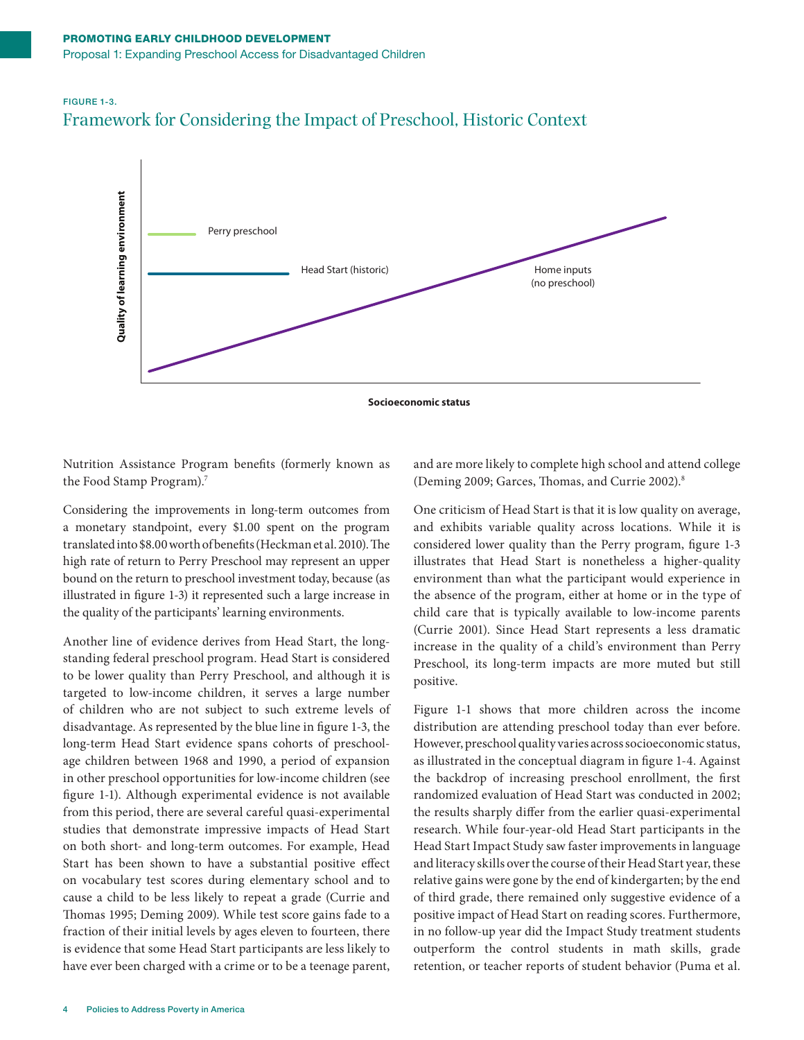FIGURE 1-3.

## Framework for Considering the Impact of Preschool, Historic Context

Nutrition Assistance Program benefits (formerly known as the Food Stamp Program).[7]

Considering the improvements in long-term outcomes from a monetary standpoint, every $1.00 spent on the program translated into $8.00 worth of benefits (Heckman et al. 2010). The high rate of return to Perry Preschool may represent an upper bound on the return to preschool investment today, because (as illustrated in figure 1-3) it represented such a large increase in the quality of the participants' learning environments.

Another line of evidence derives from Head Start, the long-standing federal preschool program. Head Start is considered to be lower quality than Perry Preschool, and although it is targeted to low-income children, it serves a large number of children who are not subject to such extreme levels of disadvantage. As represented by the blue line in figure 1-3, the long-term Head Start evidence spans cohorts of preschool-age children between 1968 and 1990, a period of expansion in other preschool opportunities for low-income children (see figure 1-1). Although experimental evidence is not available from this period, there are several careful quasi-experimental studies that demonstrate impressive impacts of Head Start on both short- and long-term outcomes. For example, Head Start has been shown to have a substantial positive effect on vocabulary test scores during elementary school and to cause a child to be less likely to repeat a grade (Currie and Thomas 1995; Deming 2009). While test score gains fade to a fraction of their initial levels by ages eleven to fourteen, there is evidence that some Head Start participants are less likely to have ever been charged with a crime or to be a teenage parent, and are more likely to complete high school and attend college (Deming 2009; Garces, Thomas, and Currie 2002).[8]

One criticism of Head Start is that it is low quality on average, and exhibits variable quality across locations. While it is considered lower quality than the Perry program, figure 1-3 illustrates that Head Start is nonetheless a higher-quality environment than what the participant would experience in the absence of the program, either at home or in the type of child care that is typically available to low-income parents (Currie 2001). Since Head Start represents a less dramatic increase in the quality of a child's environment than Perry Preschool, its long-term impacts are more muted but still positive.

Figure 1-1 shows that more children across the income distribution are attending preschool today than ever before. However, preschool quality varies across socioeconomic status, as illustrated in the conceptual diagram in figure 1-4. Against the backdrop of increasing preschool enrollment, the first randomized evaluation of Head Start was conducted in 2002; the results sharply differ from the earlier quasi-experimental research. While four-year-old Head Start participants in the Head Start Impact Study saw faster improvements in language and literacy skills over the course of their Head Start year, these relative gains were gone by the end of kindergarten; by the end of third grade, there remained only suggestive evidence of a positive impact of Head Start on reading scores. Furthermore, in no follow-up year did the Impact Study treatment students outperform the control students in math skills, grade retention, or teacher reports of student behavior (Puma et al.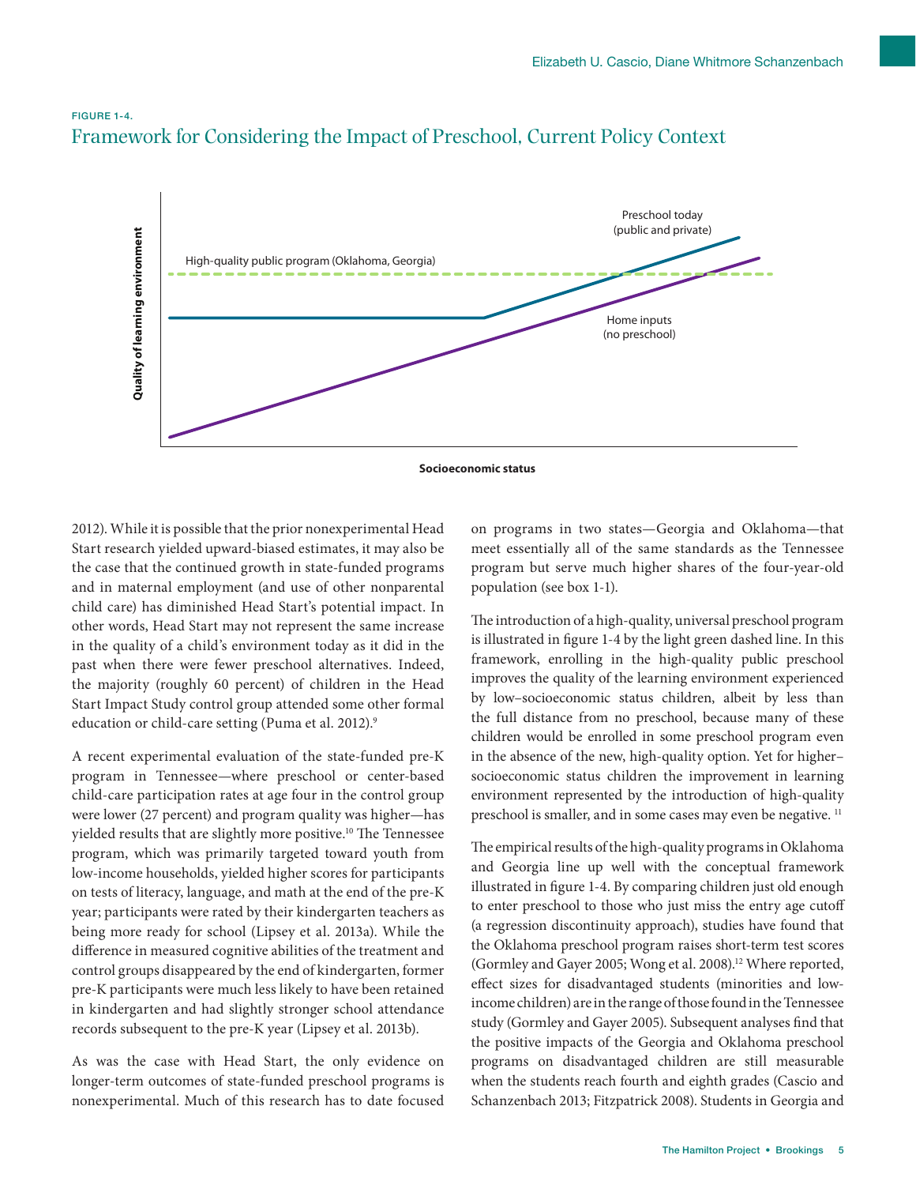FIGURE 1-4.

## Framework for Considering the Impact of Preschool, Current Policy Context

2012). While it is possible that the prior nonexperimental Head Start research yielded upward-biased estimates, it may also be the case that the continued growth in state-funded programs and in maternal employment (and use of other nonparental child care) has diminished Head Start's potential impact. In other words, Head Start may not represent the same increase in the quality of a child's environment today as it did in the past when there were fewer preschool alternatives. Indeed, the majority (roughly 60 percent) of children in the Head Start Impact Study control group attended some other formal education or child-care setting (Puma et al. 2012).[9]

A recent experimental evaluation of the state-funded pre-K program in Tennessee—where preschool or center-based child-care participation rates at age four in the control group were lower (27 percent) and program quality was higher—has yielded results that are slightly more positive.[10] The Tennessee program, which was primarily targeted toward youth from low-income households, yielded higher scores for participants on tests of literacy, language, and math at the end of the pre-K year; participants were rated by their kindergarten teachers as being more ready for school (Lipsey et al. 2013a). While the difference in measured cognitive abilities of the treatment and control groups disappeared by the end of kindergarten, former pre-K participants were much less likely to have been retained in kindergarten and had slightly stronger school attendance records subsequent to the pre-K year (Lipsey et al. 2013b).

As was the case with Head Start, the only evidence on longer-term outcomes of state-funded preschool programs is nonexperimental. Much of this research has to date focused on programs in two states—Georgia and Oklahoma—that meet essentially all of the same standards as the Tennessee program but serve much higher shares of the four-year-old population (see box 1-1).

The introduction of a high-quality, universal preschool program is illustrated in figure 1-4 by the light green dashed line. In this framework, enrolling in the high-quality public preschool improves the quality of the learning environment experienced by low–socioeconomic status children, albeit by less than the full distance from no preschool, because many of these children would be enrolled in some preschool program even in the absence of the new, high-quality option. Yet for higher–socioeconomic status children the improvement in learning environment represented by the introduction of high-quality preschool is smaller, and in some cases may even be negative.[11]

The empirical results of the high-quality programs in Oklahoma and Georgia line up well with the conceptual framework illustrated in figure 1-4. By comparing children just old enough to enter preschool to those who just miss the entry age cutoff (a regression discontinuity approach), studies have found that the Oklahoma preschool program raises short-term test scores (Gormley and Gayer 2005; Wong et al. 2008).[12] Where reported, effect sizes for disadvantaged students (minorities and low-income children) are in the range of those found in the Tennessee study (Gormley and Gayer 2005). Subsequent analyses find that the positive impacts of the Georgia and Oklahoma preschool programs on disadvantaged children are still measurable when the students reach fourth and eighth grades (Cascio and Schanzenbach 2013; Fitzpatrick 2008). Students in Georgia and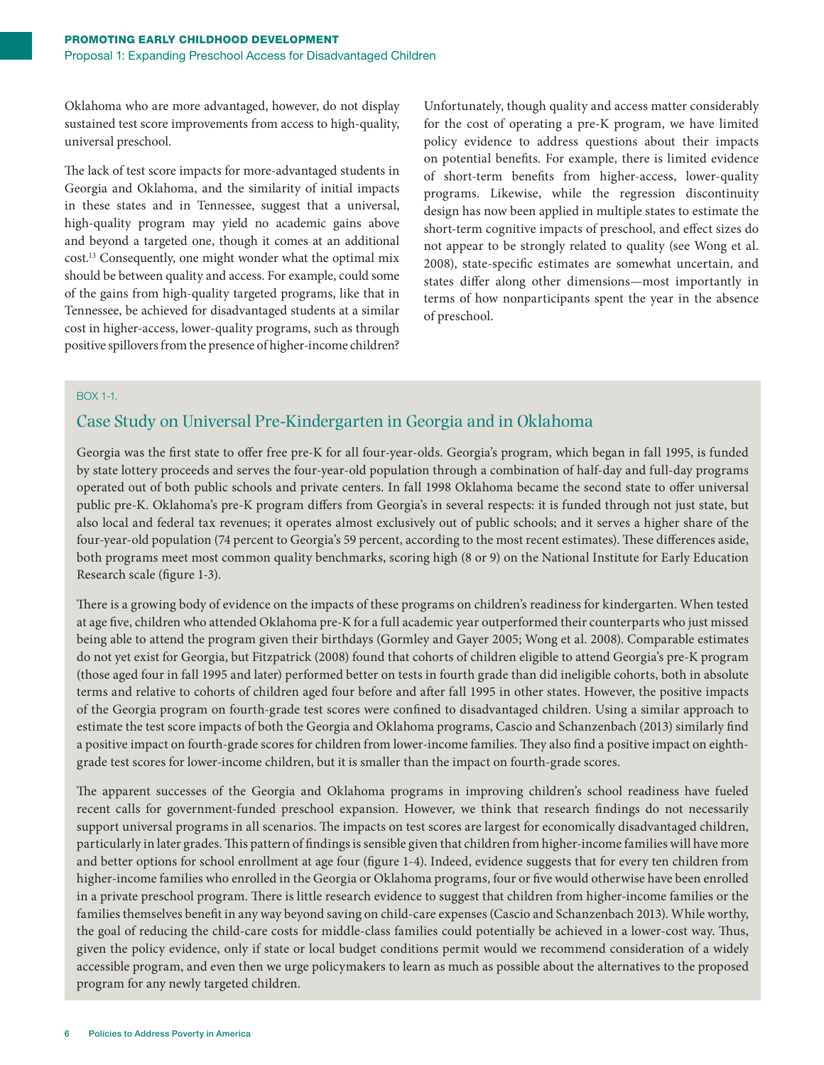Oklahoma who are more advantaged, however, do not display sustained test score improvements from access to high-quality, universal preschool.

The lack of test score impacts for more-advantaged students in Georgia and Oklahoma, and the similarity of initial impacts in these states and in Tennessee, suggest that a universal, high-quality program may yield no academic gains above and beyond a targeted one, though it comes at an additional cost.[13] Consequently, one might wonder what the optimal mix should be between quality and access. For example, could some of the gains from high-quality targeted programs, like that in Tennessee, be achieved for disadvantaged students at a similar cost in higher-access, lower-quality programs, such as through positive spillovers from the presence of higher-income children? Unfortunately, though quality and access matter considerably for the cost of operating a pre-K program, we have limited policy evidence to address questions about their impacts on potential benefits. For example, there is limited evidence of short-term benefits from higher-access, lower-quality programs. Likewise, while the regression discontinuity design has now been applied in multiple states to estimate the short-term cognitive impacts of preschool, and effect sizes do not appear to be strongly related to quality (see Wong et al. 2008), state-specific estimates are somewhat uncertain, and states differ along other dimensions—most importantly in terms of how nonparticipants spent the year in the absence of preschool.

BOX 1-1.

## Case Study on Universal Pre-Kindergarten in Georgia and in Oklahoma

Georgia was the first state to offer free pre-K for all four-year-olds. Georgia's program, which began in fall 1995, is funded by state lottery proceeds and serves the four-year-old population through a combination of half-day and full-day programs operated out of both public schools and private centers. In fall 1998 Oklahoma became the second state to offer universal public pre-K. Oklahoma's pre-K program differs from Georgia's in several respects: it is funded through not just state, but also local and federal tax revenues; it operates almost exclusively out of public schools; and it serves a higher share of the four-year-old population (74 percent to Georgia's 59 percent, according to the most recent estimates). These differences aside, both programs meet most common quality benchmarks, scoring high (8 or 9) on the National Institute for Early Education Research scale (figure 1-3).

There is a growing body of evidence on the impacts of these programs on children's readiness for kindergarten. When tested at age five, children who attended Oklahoma pre-K for a full academic year outperformed their counterparts who just missed being able to attend the program given their birthdays (Gormley and Gayer 2005; Wong et al. 2008). Comparable estimates do not yet exist for Georgia, but Fitzpatrick (2008) found that cohorts of children eligible to attend Georgia's pre-K program (those aged four in fall 1995 and later) performed better on tests in fourth grade than did ineligible cohorts, both in absolute terms and relative to cohorts of children aged four before and after fall 1995 in other states. However, the positive impacts of the Georgia program on fourth-grade test scores were confined to disadvantaged children. Using a similar approach to estimate the test score impacts of both the Georgia and Oklahoma programs, Cascio and Schanzenbach (2013) similarly find a positive impact on fourth-grade scores for children from lower-income families. They also find a positive impact on eighth-grade test scores for lower-income children, but it is smaller than the impact on fourth-grade scores.

The apparent successes of the Georgia and Oklahoma programs in improving children's school readiness have fueled recent calls for government-funded preschool expansion. However, we think that research findings do not necessarily support universal programs in all scenarios. The impacts on test scores are largest for economically disadvantaged children, particularly in later grades. This pattern of findings is sensible given that children from higher-income families will have more and better options for school enrollment at age four (figure 1-4). Indeed, evidence suggests that for every ten children from higher-income families who enrolled in the Georgia or Oklahoma programs, four or five would otherwise have been enrolled in a private preschool program. There is little research evidence to suggest that children from higher-income families or the families themselves benefit in any way beyond saving on child-care expenses (Cascio and Schanzenbach 2013). While worthy, the goal of reducing the child-care costs for middle-class families could potentially be achieved in a lower-cost way. Thus, given the policy evidence, only if state or local budget conditions permit would we recommend consideration of a widely accessible program, and even then we urge policymakers to learn as much as possible about the alternatives to the proposed program for any newly targeted children.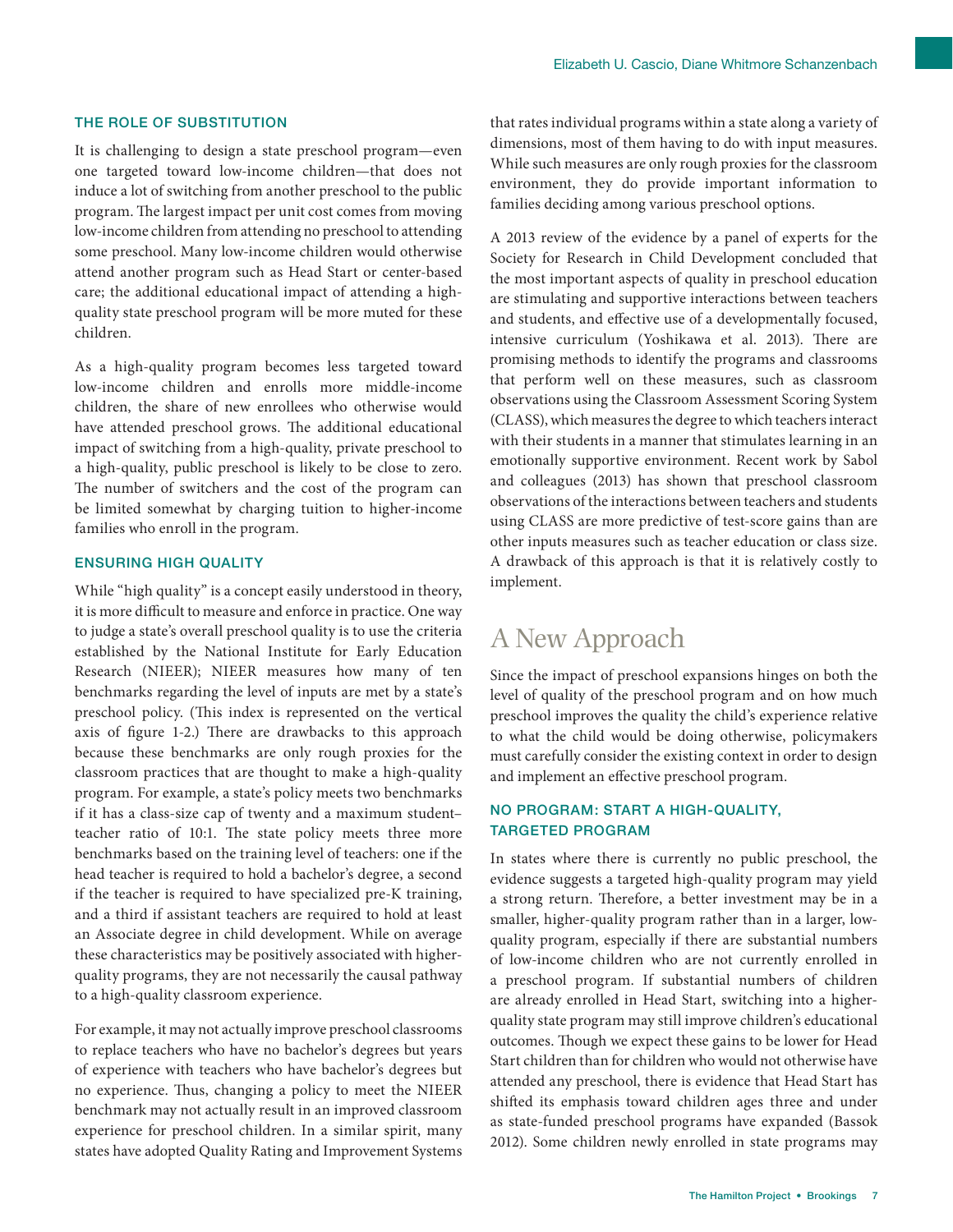### THE ROLE OF SUBSTITUTION

It is challenging to design a state preschool program—even one targeted toward low-income children—that does not induce a lot of switching from another preschool to the public program. The largest impact per unit cost comes from moving low-income children from attending no preschool to attending some preschool. Many low-income children would otherwise attend another program such as Head Start or center-based care; the additional educational impact of attending a high-quality state preschool program will be more muted for these children.

As a high-quality program becomes less targeted toward low-income children and enrolls more middle-income children, the share of new enrollees who otherwise would have attended preschool grows. The additional educational impact of switching from a high-quality, private preschool to a high-quality, public preschool is likely to be close to zero. The number of switchers and the cost of the program can be limited somewhat by charging tuition to higher-income families who enroll in the program.

### ENSURING HIGH QUALITY

While "high quality" is a concept easily understood in theory, it is more difficult to measure and enforce in practice. One way to judge a state's overall preschool quality is to use the criteria established by the National Institute for Early Education Research (NIEER); NIEER measures how many of ten benchmarks regarding the level of inputs are met by a state's preschool policy. (This index is represented on the vertical axis of figure 1-2.) There are drawbacks to this approach because these benchmarks are only rough proxies for the classroom practices that are thought to make a high-quality program. For example, a state's policy meets two benchmarks if it has a class-size cap of twenty and a maximum student–teacher ratio of 10:1. The state policy meets three more benchmarks based on the training level of teachers: one if the head teacher is required to hold a bachelor's degree, a second if the teacher is required to have specialized pre-K training, and a third if assistant teachers are required to hold at least an Associate degree in child development. While on average these characteristics may be positively associated with higher-quality programs, they are not necessarily the causal pathway to a high-quality classroom experience.

For example, it may not actually improve preschool classrooms to replace teachers who have no bachelor's degrees but years of experience with teachers who have bachelor's degrees but no experience. Thus, changing a policy to meet the NIEER benchmark may not actually result in an improved classroom experience for preschool children. In a similar spirit, many states have adopted Quality Rating and Improvement Systems that rates individual programs within a state along a variety of dimensions, most of them having to do with input measures. While such measures are only rough proxies for the classroom environment, they do provide important information to families deciding among various preschool options.

A 2013 review of the evidence by a panel of experts for the Society for Research in Child Development concluded that the most important aspects of quality in preschool education are stimulating and supportive interactions between teachers and students, and effective use of a developmentally focused, intensive curriculum (Yoshikawa et al. 2013). There are promising methods to identify the programs and classrooms that perform well on these measures, such as classroom observations using the Classroom Assessment Scoring System (CLASS), which measures the degree to which teachers interact with their students in a manner that stimulates learning in an emotionally supportive environment. Recent work by Sabol and colleagues (2013) has shown that preschool classroom observations of the interactions between teachers and students using CLASS are more predictive of test-score gains than are other inputs measures such as teacher education or class size. A drawback of this approach is that it is relatively costly to implement.

## A New Approach

Since the impact of preschool expansions hinges on both the level of quality of the preschool program and on how much preschool improves the quality the child's experience relative to what the child would be doing otherwise, policymakers must carefully consider the existing context in order to design and implement an effective preschool program.

### NO PROGRAM: START A HIGH-QUALITY, TARGETED PROGRAM

In states where there is currently no public preschool, the evidence suggests a targeted high-quality program may yield a strong return. Therefore, a better investment may be in a smaller, higher-quality program rather than in a larger, low-quality program, especially if there are substantial numbers of low-income children who are not currently enrolled in a preschool program. If substantial numbers of children are already enrolled in Head Start, switching into a higher-quality state program may still improve children's educational outcomes. Though we expect these gains to be lower for Head Start children than for children who would not otherwise have attended any preschool, there is evidence that Head Start has shifted its emphasis toward children ages three and under as state-funded preschool programs have expanded (Bassok 2012). Some children newly enrolled in state programs may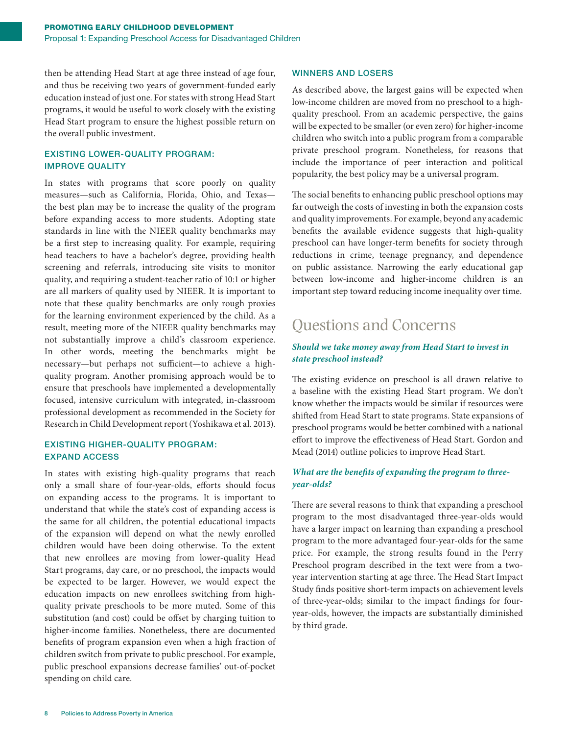then be attending Head Start at age three instead of age four, and thus be receiving two years of government-funded early education instead of just one. For states with strong Head Start programs, it would be useful to work closely with the existing Head Start program to ensure the highest possible return on the overall public investment.

### EXISTING LOWER-QUALITY PROGRAM: IMPROVE QUALITY

In states with programs that score poorly on quality measures—such as California, Florida, Ohio, and Texas—the best plan may be to increase the quality of the program before expanding access to more students. Adopting state standards in line with the NIEER quality benchmarks may be a first step to increasing quality. For example, requiring head teachers to have a bachelor's degree, providing health screening and referrals, introducing site visits to monitor quality, and requiring a student-teacher ratio of 10:1 or higher are all markers of quality used by NIEER. It is important to note that these quality benchmarks are only rough proxies for the learning environment experienced by the child. As a result, meeting more of the NIEER quality benchmarks may not substantially improve a child's classroom experience. In other words, meeting the benchmarks might be necessary—but perhaps not sufficient—to achieve a high-quality program. Another promising approach would be to ensure that preschools have implemented a developmentally focused, intensive curriculum with integrated, in-classroom professional development as recommended in the Society for Research in Child Development report (Yoshikawa et al. 2013).

### EXISTING HIGHER-QUALITY PROGRAM: EXPAND ACCESS

In states with existing high-quality programs that reach only a small share of four-year-olds, efforts should focus on expanding access to the programs. It is important to understand that while the state's cost of expanding access is the same for all children, the potential educational impacts of the expansion will depend on what the newly enrolled children would have been doing otherwise. To the extent that new enrollees are moving from lower-quality Head Start programs, day care, or no preschool, the impacts would be expected to be larger. However, we would expect the education impacts on new enrollees switching from high-quality private preschools to be more muted. Some of this substitution (and cost) could be offset by charging tuition to higher-income families. Nonetheless, there are documented benefits of program expansion even when a high fraction of children switch from private to public preschool. For example, public preschool expansions decrease families' out-of-pocket spending on child care.

### WINNERS AND LOSERS

As described above, the largest gains will be expected when low-income children are moved from no preschool to a high-quality preschool. From an academic perspective, the gains will be expected to be smaller (or even zero) for higher-income children who switch into a public program from a comparable private preschool program. Nonetheless, for reasons that include the importance of peer interaction and political popularity, the best policy may be a universal program.

The social benefits to enhancing public preschool options may far outweigh the costs of investing in both the expansion costs and quality improvements. For example, beyond any academic benefits the available evidence suggests that high-quality preschool can have longer-term benefits for society through reductions in crime, teenage pregnancy, and dependence on public assistance. Narrowing the early educational gap between low-income and higher-income children is an important step toward reducing income inequality over time.

## Questions and Concerns

***Should we take money away from Head Start to invest in state preschool instead?***

The existing evidence on preschool is all drawn relative to a baseline with the existing Head Start program. We don't know whether the impacts would be similar if resources were shifted from Head Start to state programs. State expansions of preschool programs would be better combined with a national effort to improve the effectiveness of Head Start. Gordon and Mead (2014) outline policies to improve Head Start.

***What are the benefits of expanding the program to three-year-olds?***

There are several reasons to think that expanding a preschool program to the most disadvantaged three-year-olds would have a larger impact on learning than expanding a preschool program to the more advantaged four-year-olds for the same price. For example, the strong results found in the Perry Preschool program described in the text were from a two-year intervention starting at age three. The Head Start Impact Study finds positive short-term impacts on achievement levels of three-year-olds; similar to the impact findings for four-year-olds, however, the impacts are substantially diminished by third grade.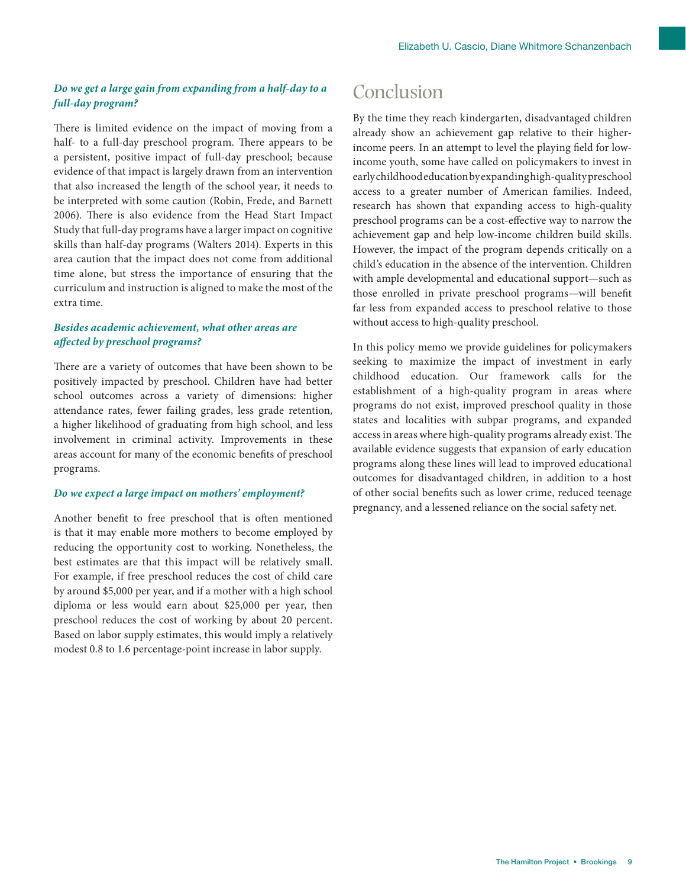***Do we get a large gain from expanding from a half-day to a full-day program?***

There is limited evidence on the impact of moving from a half- to a full-day preschool program. There appears to be a persistent, positive impact of full-day preschool; because evidence of that impact is largely drawn from an intervention that also increased the length of the school year, it needs to be interpreted with some caution (Robin, Frede, and Barnett 2006). There is also evidence from the Head Start Impact Study that full-day programs have a larger impact on cognitive skills than half-day programs (Walters 2014). Experts in this area caution that the impact does not come from additional time alone, but stress the importance of ensuring that the curriculum and instruction is aligned to make the most of the extra time.

***Besides academic achievement, what other areas are affected by preschool programs?***

There are a variety of outcomes that have been shown to be positively impacted by preschool. Children have had better school outcomes across a variety of dimensions: higher attendance rates, fewer failing grades, less grade retention, a higher likelihood of graduating from high school, and less involvement in criminal activity. Improvements in these areas account for many of the economic benefits of preschool programs.

***Do we expect a large impact on mothers' employment?***

Another benefit to free preschool that is often mentioned is that it may enable more mothers to become employed by reducing the opportunity cost to working. Nonetheless, the best estimates are that this impact will be relatively small. For example, if free preschool reduces the cost of child care by around $5,000 per year, and if a mother with a high school diploma or less would earn about $25,000 per year, then preschool reduces the cost of working by about 20 percent. Based on labor supply estimates, this would imply a relatively modest 0.8 to 1.6 percentage-point increase in labor supply.

## Conclusion

By the time they reach kindergarten, disadvantaged children already show an achievement gap relative to their higher-income peers. In an attempt to level the playing field for low-income youth, some have called on policymakers to invest in early childhood education by expanding high-quality preschool access to a greater number of American families. Indeed, research has shown that expanding access to high-quality preschool programs can be a cost-effective way to narrow the achievement gap and help low-income children build skills. However, the impact of the program depends critically on a child's education in the absence of the intervention. Children with ample developmental and educational support—such as those enrolled in private preschool programs—will benefit far less from expanded access to preschool relative to those without access to high-quality preschool.

In this policy memo we provide guidelines for policymakers seeking to maximize the impact of investment in early childhood education. Our framework calls for the establishment of a high-quality program in areas where programs do not exist, improved preschool quality in those states and localities with subpar programs, and expanded access in areas where high-quality programs already exist. The available evidence suggests that expansion of early education programs along these lines will lead to improved educational outcomes for disadvantaged children, in addition to a host of other social benefits such as lower crime, reduced teenage pregnancy, and a lessened reliance on the social safety net.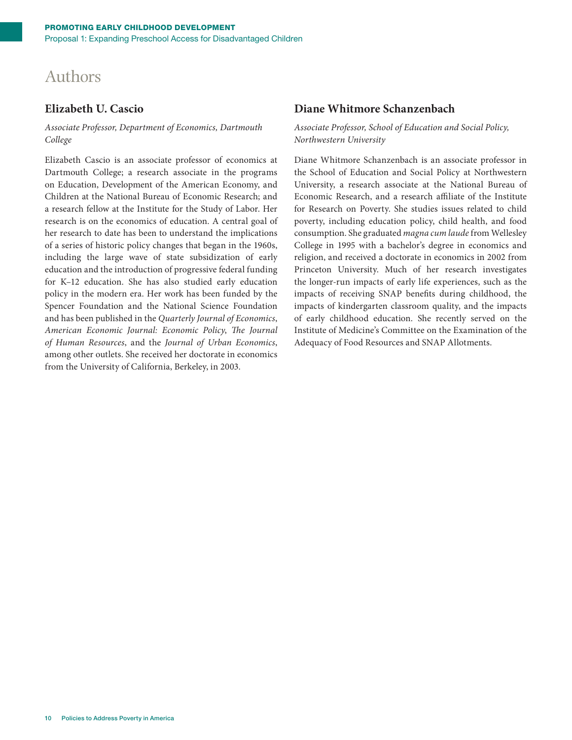# Authors

## Elizabeth U. Cascio

*Associate Professor, Department of Economics, Dartmouth College*

Elizabeth Cascio is an associate professor of economics at Dartmouth College; a research associate in the programs on Education, Development of the American Economy, and Children at the National Bureau of Economic Research; and a research fellow at the Institute for the Study of Labor. Her research is on the economics of education. A central goal of her research to date has been to understand the implications of a series of historic policy changes that began in the 1960s, including the large wave of state subsidization of early education and the introduction of progressive federal funding for K–12 education. She has also studied early education policy in the modern era. Her work has been funded by the Spencer Foundation and the National Science Foundation and has been published in the *Quarterly Journal of Economics*, *American Economic Journal: Economic Policy*, *The Journal of Human Resources*, and the *Journal of Urban Economics*, among other outlets. She received her doctorate in economics from the University of California, Berkeley, in 2003.

## Diane Whitmore Schanzenbach

*Associate Professor, School of Education and Social Policy, Northwestern University*

Diane Whitmore Schanzenbach is an associate professor in the School of Education and Social Policy at Northwestern University, a research associate at the National Bureau of Economic Research, and a research affiliate of the Institute for Research on Poverty. She studies issues related to child poverty, including education policy, child health, and food consumption. She graduated *magna cum laude* from Wellesley College in 1995 with a bachelor's degree in economics and religion, and received a doctorate in economics in 2002 from Princeton University. Much of her research investigates the longer-run impacts of early life experiences, such as the impacts of receiving SNAP benefits during childhood, the impacts of kindergarten classroom quality, and the impacts of early childhood education. She recently served on the Institute of Medicine's Committee on the Examination of the Adequacy of Food Resources and SNAP Allotments.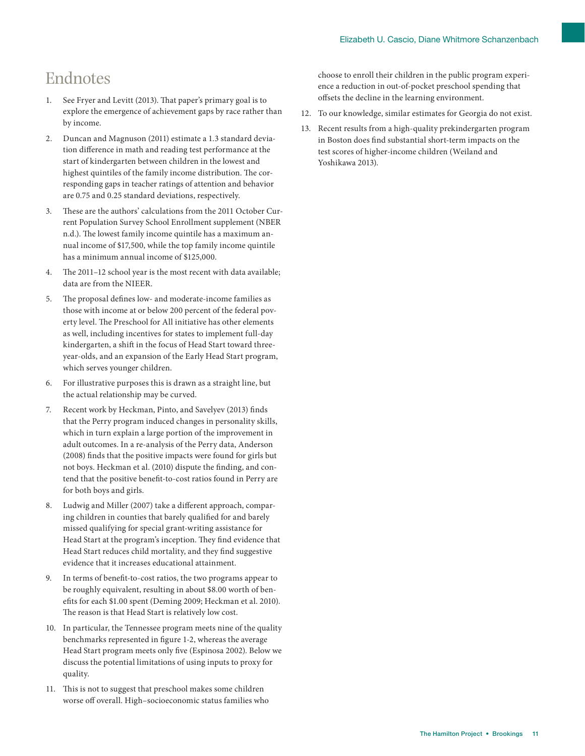# Endnotes

1. See Fryer and Levitt (2013). That paper's primary goal is to explore the emergence of achievement gaps by race rather than by income.

2. Duncan and Magnuson (2011) estimate a 1.3 standard deviation difference in math and reading test performance at the start of kindergarten between children in the lowest and highest quintiles of the family income distribution. The corresponding gaps in teacher ratings of attention and behavior are 0.75 and 0.25 standard deviations, respectively.

3. These are the authors' calculations from the 2011 October Current Population Survey School Enrollment supplement (NBER n.d.). The lowest family income quintile has a maximum annual income of $17,500, while the top family income quintile has a minimum annual income of $125,000.

4. The 2011–12 school year is the most recent with data available; data are from the NIEER.

5. The proposal defines low- and moderate-income families as those with income at or below 200 percent of the federal poverty level. The Preschool for All initiative has other elements as well, including incentives for states to implement full-day kindergarten, a shift in the focus of Head Start toward three-year-olds, and an expansion of the Early Head Start program, which serves younger children.

6. For illustrative purposes this is drawn as a straight line, but the actual relationship may be curved.

7. Recent work by Heckman, Pinto, and Savelyev (2013) finds that the Perry program induced changes in personality skills, which in turn explain a large portion of the improvement in adult outcomes. In a re-analysis of the Perry data, Anderson (2008) finds that the positive impacts were found for girls but not boys. Heckman et al. (2010) dispute the finding, and contend that the positive benefit-to-cost ratios found in Perry are for both boys and girls.

8. Ludwig and Miller (2007) take a different approach, comparing children in counties that barely qualified for and barely missed qualifying for special grant-writing assistance for Head Start at the program's inception. They find evidence that Head Start reduces child mortality, and they find suggestive evidence that it increases educational attainment.

9. In terms of benefit-to-cost ratios, the two programs appear to be roughly equivalent, resulting in about $8.00 worth of benefits for each $1.00 spent (Deming 2009; Heckman et al. 2010). The reason is that Head Start is relatively low cost.

10. In particular, the Tennessee program meets nine of the quality benchmarks represented in figure 1-2, whereas the average Head Start program meets only five (Espinosa 2002). Below we discuss the potential limitations of using inputs to proxy for quality.

11. This is not to suggest that preschool makes some children worse off overall. High–socioeconomic status families who choose to enroll their children in the public program experience a reduction in out-of-pocket preschool spending that offsets the decline in the learning environment.

12. To our knowledge, similar estimates for Georgia do not exist.

13. Recent results from a high-quality prekindergarten program in Boston does find substantial short-term impacts on the test scores of higher-income children (Weiland and Yoshikawa 2013).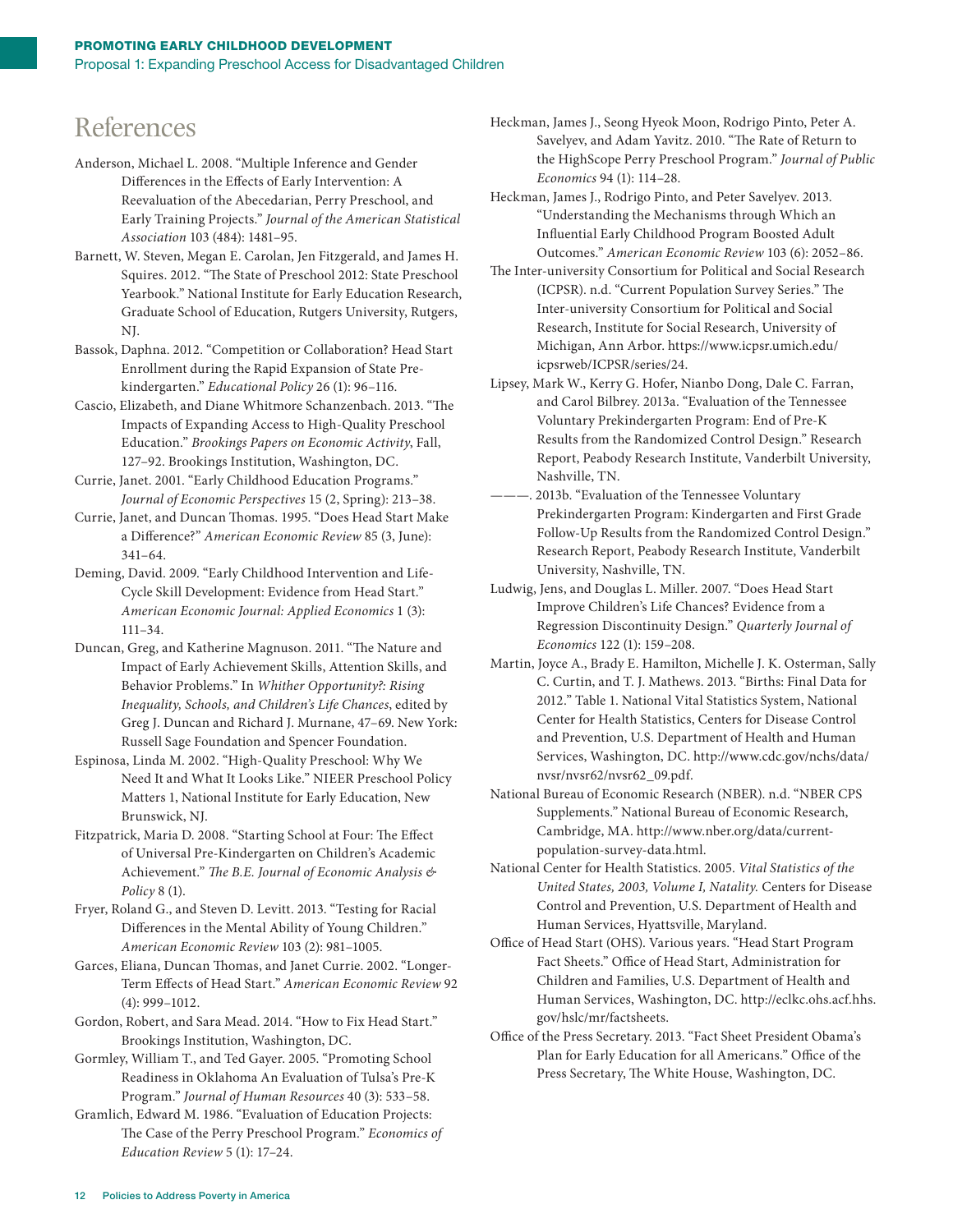# References

Anderson, Michael L. 2008. "Multiple Inference and Gender Differences in the Effects of Early Intervention: A Reevaluation of the Abecedarian, Perry Preschool, and Early Training Projects." *Journal of the American Statistical Association* 103 (484): 1481–95.

Barnett, W. Steven, Megan E. Carolan, Jen Fitzgerald, and James H. Squires. 2012. "The State of Preschool 2012: State Preschool Yearbook." National Institute for Early Education Research, Graduate School of Education, Rutgers University, Rutgers, NJ.

Bassok, Daphna. 2012. "Competition or Collaboration? Head Start Enrollment during the Rapid Expansion of State Pre-kindergarten." *Educational Policy* 26 (1): 96–116.

Cascio, Elizabeth, and Diane Whitmore Schanzenbach. 2013. "The Impacts of Expanding Access to High-Quality Preschool Education." *Brookings Papers on Economic Activity*, Fall, 127–92. Brookings Institution, Washington, DC.

Currie, Janet. 2001. "Early Childhood Education Programs." *Journal of Economic Perspectives* 15 (2, Spring): 213–38.

Currie, Janet, and Duncan Thomas. 1995. "Does Head Start Make a Difference?" *American Economic Review* 85 (3, June): 341–64.

Deming, David. 2009. "Early Childhood Intervention and Life-Cycle Skill Development: Evidence from Head Start." *American Economic Journal: Applied Economics* 1 (3): 111–34.

Duncan, Greg, and Katherine Magnuson. 2011. "The Nature and Impact of Early Achievement Skills, Attention Skills, and Behavior Problems." In *Whither Opportunity?: Rising Inequality, Schools, and Children's Life Chances*, edited by Greg J. Duncan and Richard J. Murnane, 47–69. New York: Russell Sage Foundation and Spencer Foundation.

Espinosa, Linda M. 2002. "High-Quality Preschool: Why We Need It and What It Looks Like." NIEER Preschool Policy Matters 1, National Institute for Early Education, New Brunswick, NJ.

Fitzpatrick, Maria D. 2008. "Starting School at Four: The Effect of Universal Pre-Kindergarten on Children's Academic Achievement." *The B.E. Journal of Economic Analysis & Policy* 8 (1).

Fryer, Roland G., and Steven D. Levitt. 2013. "Testing for Racial Differences in the Mental Ability of Young Children." *American Economic Review* 103 (2): 981–1005.

Garces, Eliana, Duncan Thomas, and Janet Currie. 2002. "Longer-Term Effects of Head Start." *American Economic Review* 92 (4): 999–1012.

Gordon, Robert, and Sara Mead. 2014. "How to Fix Head Start." Brookings Institution, Washington, DC.

Gormley, William T., and Ted Gayer. 2005. "Promoting School Readiness in Oklahoma An Evaluation of Tulsa's Pre-K Program." *Journal of Human Resources* 40 (3): 533–58.

Gramlich, Edward M. 1986. "Evaluation of Education Projects: The Case of the Perry Preschool Program." *Economics of Education Review* 5 (1): 17–24.

Heckman, James J., Seong Hyeok Moon, Rodrigo Pinto, Peter A. Savelyev, and Adam Yavitz. 2010. "The Rate of Return to the HighScope Perry Preschool Program." *Journal of Public Economics* 94 (1): 114–28.

Heckman, James J., Rodrigo Pinto, and Peter Savelyev. 2013. "Understanding the Mechanisms through Which an Influential Early Childhood Program Boosted Adult Outcomes." *American Economic Review* 103 (6): 2052–86.

The Inter-university Consortium for Political and Social Research (ICPSR). n.d. "Current Population Survey Series." The Inter-university Consortium for Political and Social Research, Institute for Social Research, University of Michigan, Ann Arbor. https://www.icpsr.umich.edu/icpsrweb/ICPSR/series/24.

Lipsey, Mark W., Kerry G. Hofer, Nianbo Dong, Dale C. Farran, and Carol Bilbrey. 2013a. "Evaluation of the Tennessee Voluntary Prekindergarten Program: End of Pre-K Results from the Randomized Control Design." Research Report, Peabody Research Institute, Vanderbilt University, Nashville, TN.

———. 2013b. "Evaluation of the Tennessee Voluntary Prekindergarten Program: Kindergarten and First Grade Follow-Up Results from the Randomized Control Design." Research Report, Peabody Research Institute, Vanderbilt University, Nashville, TN.

Ludwig, Jens, and Douglas L. Miller. 2007. "Does Head Start Improve Children's Life Chances? Evidence from a Regression Discontinuity Design." *Quarterly Journal of Economics* 122 (1): 159–208.

Martin, Joyce A., Brady E. Hamilton, Michelle J. K. Osterman, Sally C. Curtin, and T. J. Mathews. 2013. "Births: Final Data for 2012." Table 1. National Vital Statistics System, National Center for Health Statistics, Centers for Disease Control and Prevention, U.S. Department of Health and Human Services, Washington, DC. http://www.cdc.gov/nchs/data/nvsr/nvsr62/nvsr62_09.pdf.

National Bureau of Economic Research (NBER). n.d. "NBER CPS Supplements." National Bureau of Economic Research, Cambridge, MA. http://www.nber.org/data/current-population-survey-data.html.

National Center for Health Statistics. 2005. *Vital Statistics of the United States, 2003, Volume I, Natality.* Centers for Disease Control and Prevention, U.S. Department of Health and Human Services, Hyattsville, Maryland.

Office of Head Start (OHS). Various years. "Head Start Program Fact Sheets." Office of Head Start, Administration for Children and Families, U.S. Department of Health and Human Services, Washington, DC. http://eclkc.ohs.acf.hhs.gov/hslc/mr/factsheets.

Office of the Press Secretary. 2013. "Fact Sheet President Obama's Plan for Early Education for all Americans." Office of the Press Secretary, The White House, Washington, DC.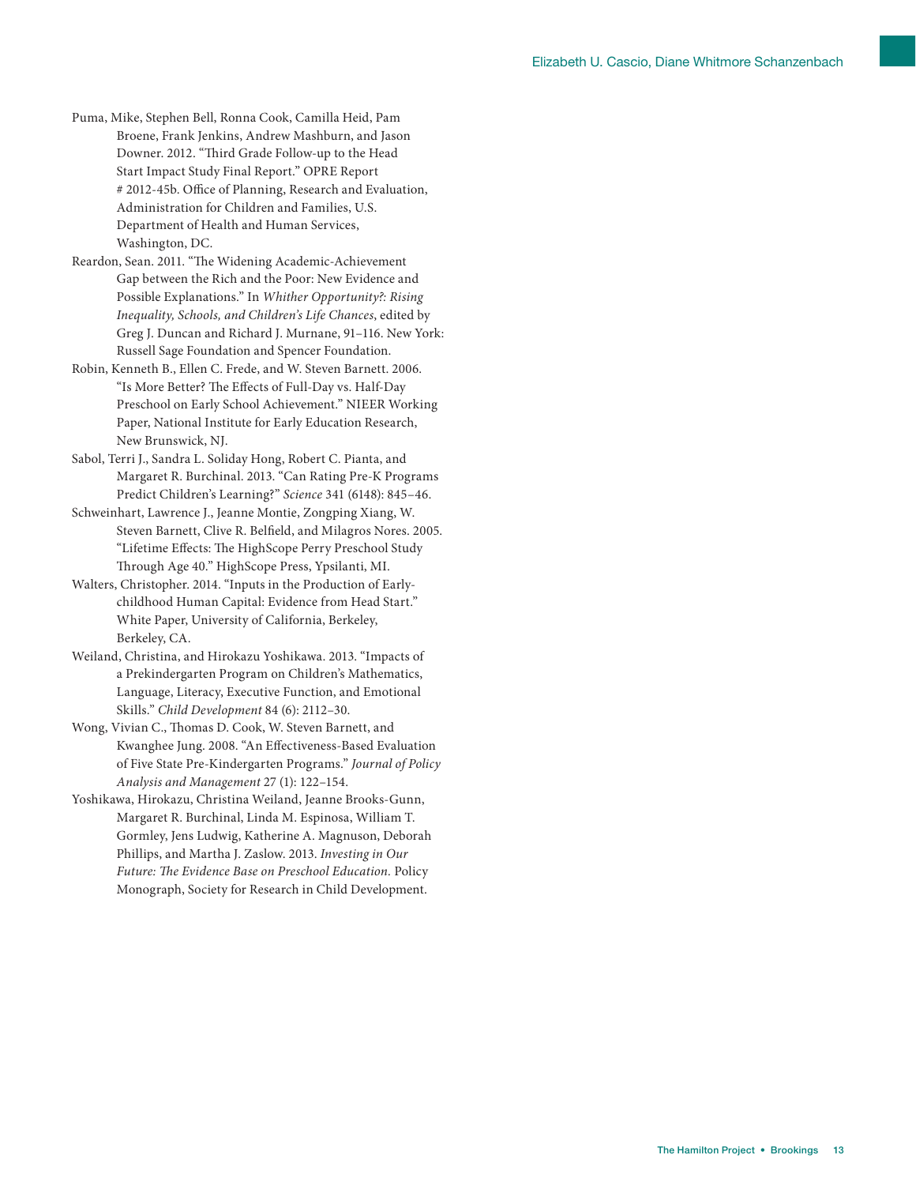Puma, Mike, Stephen Bell, Ronna Cook, Camilla Heid, Pam Broene, Frank Jenkins, Andrew Mashburn, and Jason Downer. 2012. "Third Grade Follow-up to the Head Start Impact Study Final Report." OPRE Report # 2012-45b. Office of Planning, Research and Evaluation, Administration for Children and Families, U.S. Department of Health and Human Services, Washington, DC.

Reardon, Sean. 2011. "The Widening Academic-Achievement Gap between the Rich and the Poor: New Evidence and Possible Explanations." In *Whither Opportunity?: Rising Inequality, Schools, and Children's Life Chances*, edited by Greg J. Duncan and Richard J. Murnane, 91–116. New York: Russell Sage Foundation and Spencer Foundation.

Robin, Kenneth B., Ellen C. Frede, and W. Steven Barnett. 2006. "Is More Better? The Effects of Full-Day vs. Half-Day Preschool on Early School Achievement." NIEER Working Paper, National Institute for Early Education Research, New Brunswick, NJ.

Sabol, Terri J., Sandra L. Soliday Hong, Robert C. Pianta, and Margaret R. Burchinal. 2013. "Can Rating Pre-K Programs Predict Children's Learning?" *Science* 341 (6148): 845–46.

Schweinhart, Lawrence J., Jeanne Montie, Zongping Xiang, W. Steven Barnett, Clive R. Belfield, and Milagros Nores. 2005. "Lifetime Effects: The HighScope Perry Preschool Study Through Age 40." HighScope Press, Ypsilanti, MI.

Walters, Christopher. 2014. "Inputs in the Production of Early-childhood Human Capital: Evidence from Head Start." White Paper, University of California, Berkeley, Berkeley, CA.

Weiland, Christina, and Hirokazu Yoshikawa. 2013. "Impacts of a Prekindergarten Program on Children's Mathematics, Language, Literacy, Executive Function, and Emotional Skills." *Child Development* 84 (6): 2112–30.

Wong, Vivian C., Thomas D. Cook, W. Steven Barnett, and Kwanghee Jung. 2008. "An Effectiveness-Based Evaluation of Five State Pre-Kindergarten Programs." *Journal of Policy Analysis and Management* 27 (1): 122–154.

Yoshikawa, Hirokazu, Christina Weiland, Jeanne Brooks-Gunn, Margaret R. Burchinal, Linda M. Espinosa, William T. Gormley, Jens Ludwig, Katherine A. Magnuson, Deborah Phillips, and Martha J. Zaslow. 2013. *Investing in Our Future: The Evidence Base on Preschool Education.* Policy Monograph, Society for Research in Child Development.